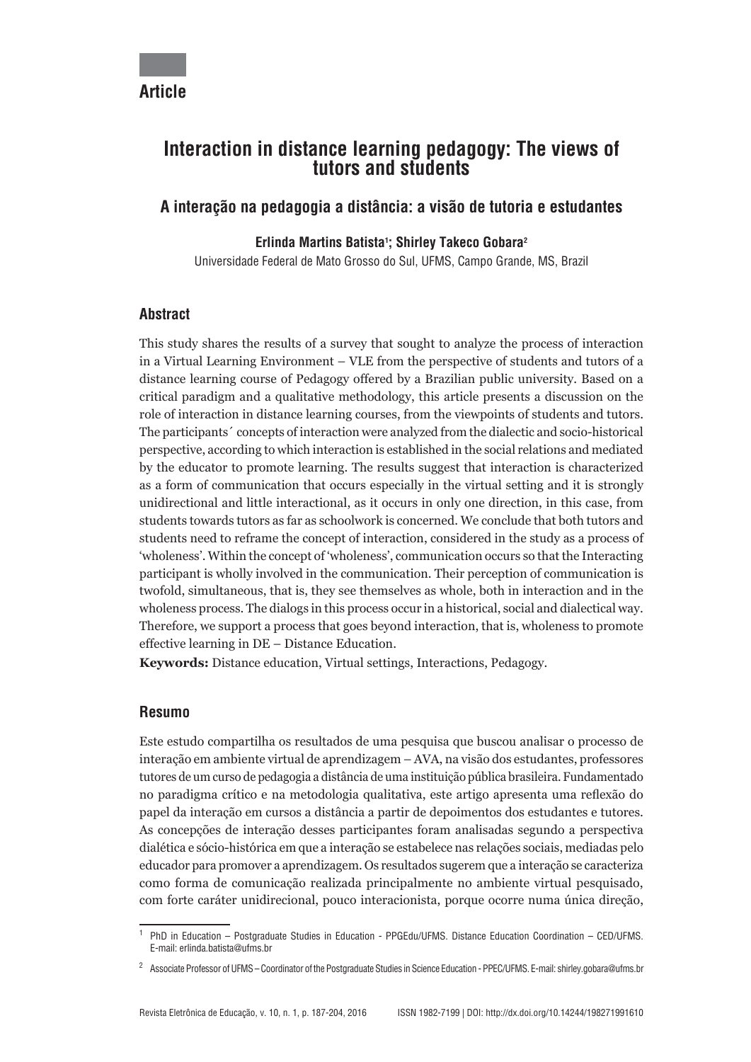**Article**

# Interaction in distance learning pedagogy: The views of tutors and students

## A interação na pedagogia a distância: a visão de tutoria e estudantes

**Erlinda Martins Batista[1]; Shirley Takeco Gobara[2]**

Universidade Federal de Mato Grosso do Sul, UFMS, Campo Grande, MS, Brazil

### Abstract

This study shares the results of a survey that sought to analyze the process of interaction in a Virtual Learning Environment – VLE from the perspective of students and tutors of a distance learning course of Pedagogy offered by a Brazilian public university. Based on a critical paradigm and a qualitative methodology, this article presents a discussion on the role of interaction in distance learning courses, from the viewpoints of students and tutors. The participants´ concepts of interaction were analyzed from the dialectic and socio-historical perspective, according to which interaction is established in the social relations and mediated by the educator to promote learning. The results suggest that interaction is characterized as a form of communication that occurs especially in the virtual setting and it is strongly unidirectional and little interactional, as it occurs in only one direction, in this case, from students towards tutors as far as schoolwork is concerned. We conclude that both tutors and students need to reframe the concept of interaction, considered in the study as a process of 'wholeness'. Within the concept of 'wholeness', communication occurs so that the Interacting participant is wholly involved in the communication. Their perception of communication is twofold, simultaneous, that is, they see themselves as whole, both in interaction and in the wholeness process. The dialogs in this process occur in a historical, social and dialectical way. Therefore, we support a process that goes beyond interaction, that is, wholeness to promote effective learning in DE – Distance Education.

**Keywords:** Distance education, Virtual settings, Interactions, Pedagogy.

### Resumo

Este estudo compartilha os resultados de uma pesquisa que buscou analisar o processo de interação em ambiente virtual de aprendizagem – AVA, na visão dos estudantes, professores tutores de um curso de pedagogia a distância de uma instituição pública brasileira. Fundamentado no paradigma crítico e na metodologia qualitativa, este artigo apresenta uma reflexão do papel da interação em cursos a distância a partir de depoimentos dos estudantes e tutores. As concepções de interação desses participantes foram analisadas segundo a perspectiva dialética e sócio-histórica em que a interação se estabelece nas relações sociais, mediadas pelo educador para promover a aprendizagem. Os resultados sugerem que a interação se caracteriza como forma de comunicação realizada principalmente no ambiente virtual pesquisado, com forte caráter unidirecional, pouco interacionista, porque ocorre numa única direção,

---

[1] PhD in Education – Postgraduate Studies in Education - PPGEdu/UFMS. Distance Education Coordination – CED/UFMS. E-mail: erlinda.batista@ufms.br

[2] Associate Professor of UFMS – Coordinator of the Postgraduate Studies in Science Education - PPEC/UFMS. E-mail: shirley.gobara@ufms.br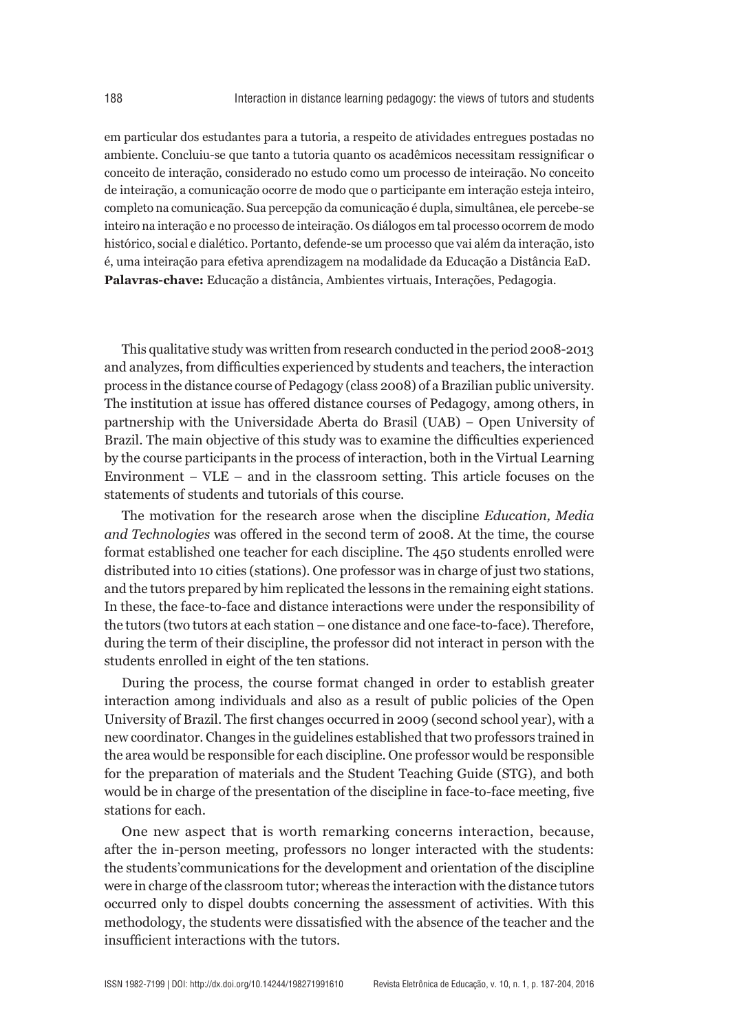em particular dos estudantes para a tutoria, a respeito de atividades entregues postadas no ambiente. Concluiu-se que tanto a tutoria quanto os acadêmicos necessitam ressignificar o conceito de interação, considerado no estudo como um processo de inteiração. No conceito de inteiração, a comunicação ocorre de modo que o participante em interação esteja inteiro, completo na comunicação. Sua percepção da comunicação é dupla, simultânea, ele percebe-se inteiro na interação e no processo de inteiração. Os diálogos em tal processo ocorrem de modo histórico, social e dialético. Portanto, defende-se um processo que vai além da interação, isto é, uma inteiração para efetiva aprendizagem na modalidade da Educação a Distância EaD.

**Palavras-chave:** Educação a distância, Ambientes virtuais, Interações, Pedagogia.

This qualitative study was written from research conducted in the period 2008-2013 and analyzes, from difficulties experienced by students and teachers, the interaction process in the distance course of Pedagogy (class 2008) of a Brazilian public university. The institution at issue has offered distance courses of Pedagogy, among others, in partnership with the Universidade Aberta do Brasil (UAB) – Open University of Brazil. The main objective of this study was to examine the difficulties experienced by the course participants in the process of interaction, both in the Virtual Learning Environment – VLE – and in the classroom setting. This article focuses on the statements of students and tutorials of this course.

The motivation for the research arose when the discipline *Education, Media and Technologies* was offered in the second term of 2008. At the time, the course format established one teacher for each discipline. The 450 students enrolled were distributed into 10 cities (stations). One professor was in charge of just two stations, and the tutors prepared by him replicated the lessons in the remaining eight stations. In these, the face-to-face and distance interactions were under the responsibility of the tutors (two tutors at each station – one distance and one face-to-face). Therefore, during the term of their discipline, the professor did not interact in person with the students enrolled in eight of the ten stations.

During the process, the course format changed in order to establish greater interaction among individuals and also as a result of public policies of the Open University of Brazil. The first changes occurred in 2009 (second school year), with a new coordinator. Changes in the guidelines established that two professors trained in the area would be responsible for each discipline. One professor would be responsible for the preparation of materials and the Student Teaching Guide (STG), and both would be in charge of the presentation of the discipline in face-to-face meeting, five stations for each.

One new aspect that is worth remarking concerns interaction, because, after the in-person meeting, professors no longer interacted with the students: the students'communications for the development and orientation of the discipline were in charge of the classroom tutor; whereas the interaction with the distance tutors occurred only to dispel doubts concerning the assessment of activities. With this methodology, the students were dissatisfied with the absence of the teacher and the insufficient interactions with the tutors.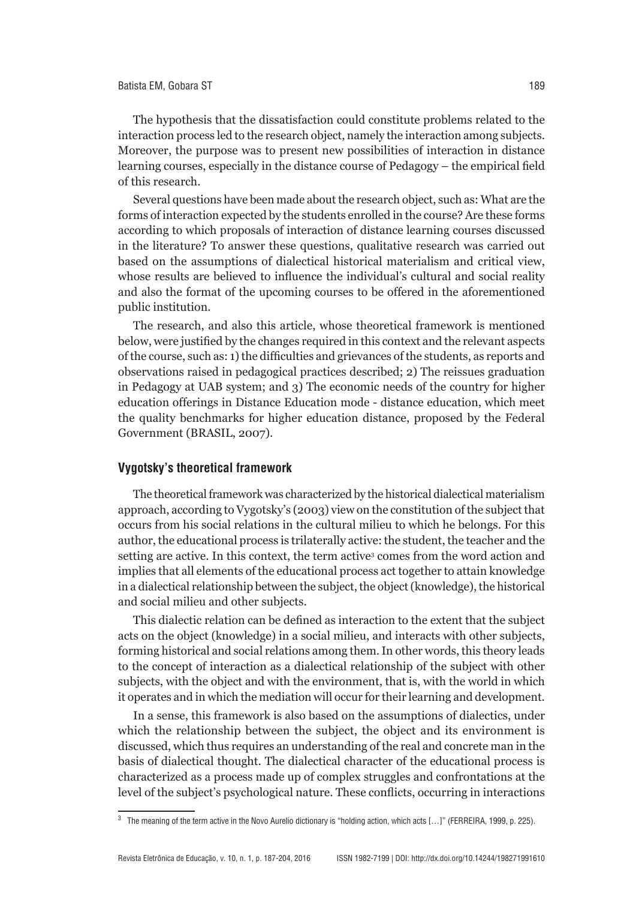The hypothesis that the dissatisfaction could constitute problems related to the interaction process led to the research object, namely the interaction among subjects. Moreover, the purpose was to present new possibilities of interaction in distance learning courses, especially in the distance course of Pedagogy – the empirical field of this research.

Several questions have been made about the research object, such as: What are the forms of interaction expected by the students enrolled in the course? Are these forms according to which proposals of interaction of distance learning courses discussed in the literature? To answer these questions, qualitative research was carried out based on the assumptions of dialectical historical materialism and critical view, whose results are believed to influence the individual's cultural and social reality and also the format of the upcoming courses to be offered in the aforementioned public institution.

The research, and also this article, whose theoretical framework is mentioned below, were justified by the changes required in this context and the relevant aspects of the course, such as: 1) the difficulties and grievances of the students, as reports and observations raised in pedagogical practices described; 2) The reissues graduation in Pedagogy at UAB system; and 3) The economic needs of the country for higher education offerings in Distance Education mode - distance education, which meet the quality benchmarks for higher education distance, proposed by the Federal Government (BRASIL, 2007).

## Vygotsky's theoretical framework

The theoretical framework was characterized by the historical dialectical materialism approach, according to Vygotsky's (2003) view on the constitution of the subject that occurs from his social relations in the cultural milieu to which he belongs. For this author, the educational process is trilaterally active: the student, the teacher and the setting are active. In this context, the term active[3] comes from the word action and implies that all elements of the educational process act together to attain knowledge in a dialectical relationship between the subject, the object (knowledge), the historical and social milieu and other subjects.

This dialectic relation can be defined as interaction to the extent that the subject acts on the object (knowledge) in a social milieu, and interacts with other subjects, forming historical and social relations among them. In other words, this theory leads to the concept of interaction as a dialectical relationship of the subject with other subjects, with the object and with the environment, that is, with the world in which it operates and in which the mediation will occur for their learning and development.

In a sense, this framework is also based on the assumptions of dialectics, under which the relationship between the subject, the object and its environment is discussed, which thus requires an understanding of the real and concrete man in the basis of dialectical thought. The dialectical character of the educational process is characterized as a process made up of complex struggles and confrontations at the level of the subject's psychological nature. These conflicts, occurring in interactions

[3] The meaning of the term active in the Novo Aurelio dictionary is "holding action, which acts […]" (FERREIRA, 1999, p. 225).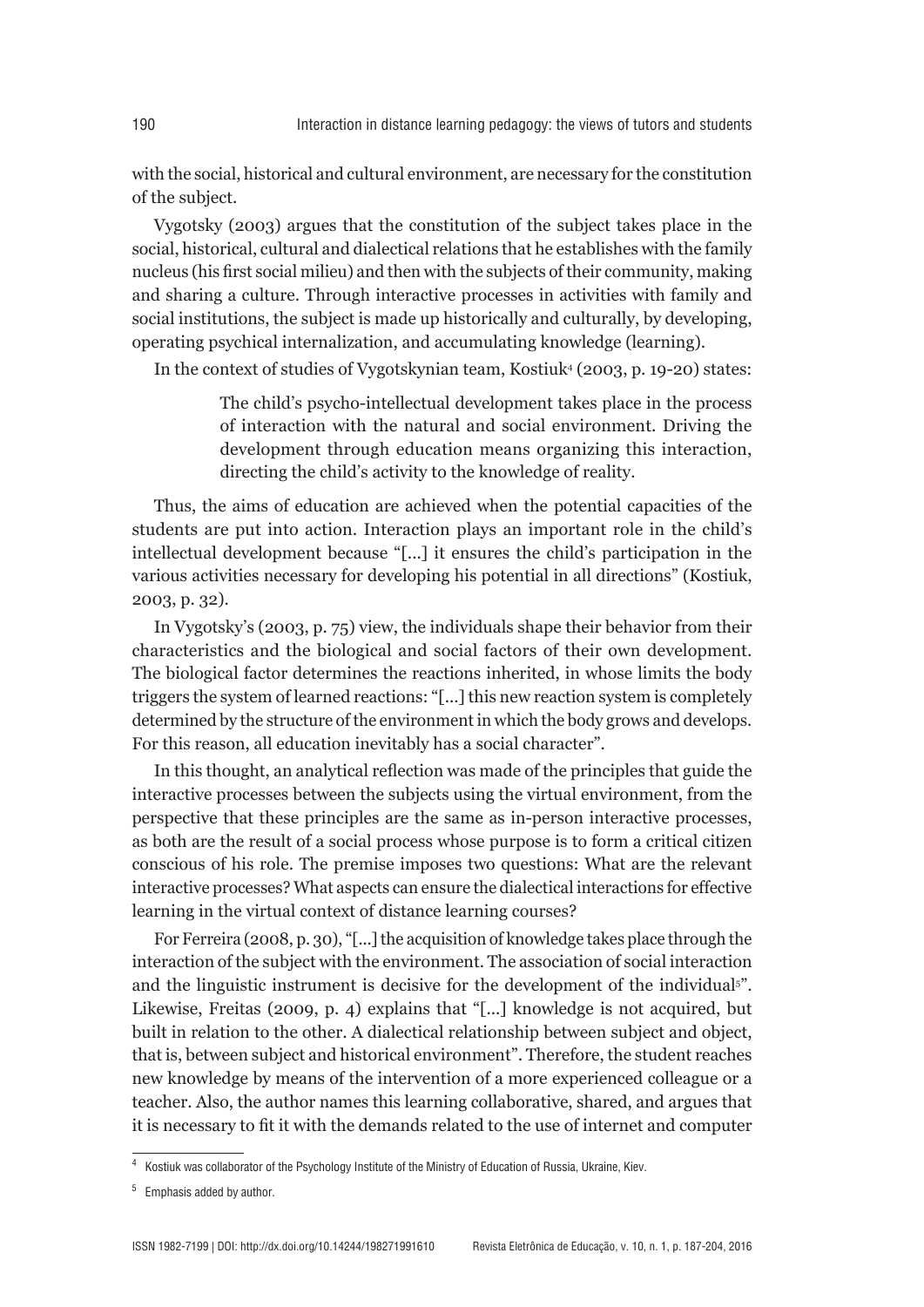with the social, historical and cultural environment, are necessary for the constitution of the subject.

Vygotsky (2003) argues that the constitution of the subject takes place in the social, historical, cultural and dialectical relations that he establishes with the family nucleus (his first social milieu) and then with the subjects of their community, making and sharing a culture. Through interactive processes in activities with family and social institutions, the subject is made up historically and culturally, by developing, operating psychical internalization, and accumulating knowledge (learning).

In the context of studies of Vygotskynian team, Kostiuk[4] (2003, p. 19-20) states:

> The child's psycho-intellectual development takes place in the process of interaction with the natural and social environment. Driving the development through education means organizing this interaction, directing the child's activity to the knowledge of reality.

Thus, the aims of education are achieved when the potential capacities of the students are put into action. Interaction plays an important role in the child's intellectual development because "[...] it ensures the child's participation in the various activities necessary for developing his potential in all directions" (Kostiuk, 2003, p. 32).

In Vygotsky's (2003, p. 75) view, the individuals shape their behavior from their characteristics and the biological and social factors of their own development. The biological factor determines the reactions inherited, in whose limits the body triggers the system of learned reactions: "[...] this new reaction system is completely determined by the structure of the environment in which the body grows and develops. For this reason, all education inevitably has a social character".

In this thought, an analytical reflection was made of the principles that guide the interactive processes between the subjects using the virtual environment, from the perspective that these principles are the same as in-person interactive processes, as both are the result of a social process whose purpose is to form a critical citizen conscious of his role. The premise imposes two questions: What are the relevant interactive processes? What aspects can ensure the dialectical interactions for effective learning in the virtual context of distance learning courses?

For Ferreira (2008, p. 30), "[...] the acquisition of knowledge takes place through the interaction of the subject with the environment. The association of social interaction and the linguistic instrument is decisive for the development of the individual[5]". Likewise, Freitas (2009, p. 4) explains that "[...] knowledge is not acquired, but built in relation to the other. A dialectical relationship between subject and object, that is, between subject and historical environment". Therefore, the student reaches new knowledge by means of the intervention of a more experienced colleague or a teacher. Also, the author names this learning collaborative, shared, and argues that it is necessary to fit it with the demands related to the use of internet and computer

---

[4] Kostiuk was collaborator of the Psychology Institute of the Ministry of Education of Russia, Ukraine, Kiev.

[5] Emphasis added by author.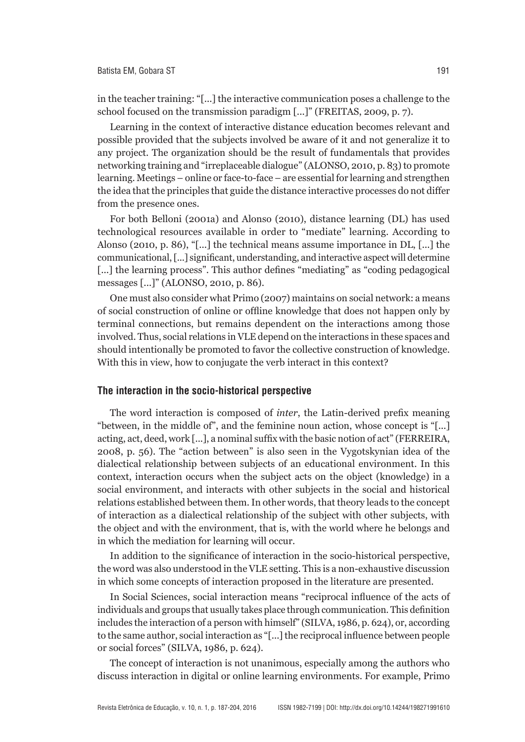in the teacher training: "[...] the interactive communication poses a challenge to the school focused on the transmission paradigm [...]" (FREITAS, 2009, p. 7).

Learning in the context of interactive distance education becomes relevant and possible provided that the subjects involved be aware of it and not generalize it to any project. The organization should be the result of fundamentals that provides networking training and "irreplaceable dialogue" (ALONSO, 2010, p. 83) to promote learning. Meetings – online or face-to-face – are essential for learning and strengthen the idea that the principles that guide the distance interactive processes do not differ from the presence ones.

For both Belloni (2001a) and Alonso (2010), distance learning (DL) has used technological resources available in order to "mediate" learning. According to Alonso (2010, p. 86), "[...] the technical means assume importance in DL, [...] the communicational, [...] significant, understanding, and interactive aspect will determine [...] the learning process". This author defines "mediating" as "coding pedagogical messages [...]" (ALONSO, 2010, p. 86).

One must also consider what Primo (2007) maintains on social network: a means of social construction of online or offline knowledge that does not happen only by terminal connections, but remains dependent on the interactions among those involved. Thus, social relations in VLE depend on the interactions in these spaces and should intentionally be promoted to favor the collective construction of knowledge. With this in view, how to conjugate the verb interact in this context?

## The interaction in the socio-historical perspective

The word interaction is composed of *inter*, the Latin-derived prefix meaning "between, in the middle of", and the feminine noun action, whose concept is "[...] acting, act, deed, work [...], a nominal suffix with the basic notion of act" (FERREIRA, 2008, p. 56). The "action between" is also seen in the Vygotskynian idea of the dialectical relationship between subjects of an educational environment. In this context, interaction occurs when the subject acts on the object (knowledge) in a social environment, and interacts with other subjects in the social and historical relations established between them. In other words, that theory leads to the concept of interaction as a dialectical relationship of the subject with other subjects, with the object and with the environment, that is, with the world where he belongs and in which the mediation for learning will occur.

In addition to the significance of interaction in the socio-historical perspective, the word was also understood in the VLE setting. This is a non-exhaustive discussion in which some concepts of interaction proposed in the literature are presented.

In Social Sciences, social interaction means "reciprocal influence of the acts of individuals and groups that usually takes place through communication. This definition includes the interaction of a person with himself" (SILVA, 1986, p. 624), or, according to the same author, social interaction as "[...] the reciprocal influence between people or social forces" (SILVA, 1986, p. 624).

The concept of interaction is not unanimous, especially among the authors who discuss interaction in digital or online learning environments. For example, Primo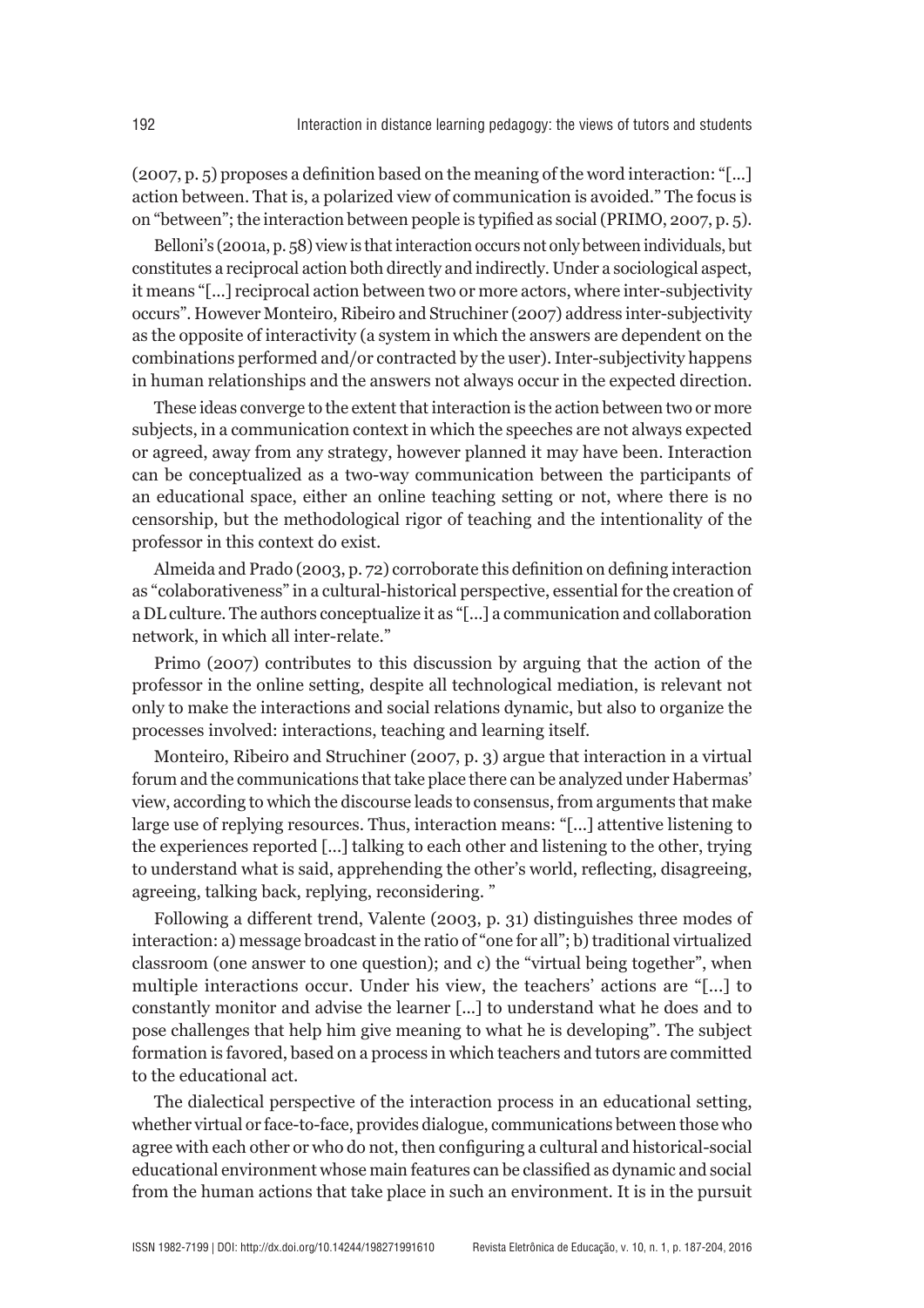(2007, p. 5) proposes a definition based on the meaning of the word interaction: "[...] action between. That is, a polarized view of communication is avoided." The focus is on "between"; the interaction between people is typified as social (PRIMO, 2007, p. 5).

Belloni's (2001a, p. 58) view is that interaction occurs not only between individuals, but constitutes a reciprocal action both directly and indirectly. Under a sociological aspect, it means "[...] reciprocal action between two or more actors, where inter-subjectivity occurs". However Monteiro, Ribeiro and Struchiner (2007) address inter-subjectivity as the opposite of interactivity (a system in which the answers are dependent on the combinations performed and/or contracted by the user). Inter-subjectivity happens in human relationships and the answers not always occur in the expected direction.

These ideas converge to the extent that interaction is the action between two or more subjects, in a communication context in which the speeches are not always expected or agreed, away from any strategy, however planned it may have been. Interaction can be conceptualized as a two-way communication between the participants of an educational space, either an online teaching setting or not, where there is no censorship, but the methodological rigor of teaching and the intentionality of the professor in this context do exist.

Almeida and Prado (2003, p. 72) corroborate this definition on defining interaction as "colaborativeness" in a cultural-historical perspective, essential for the creation of a DL culture. The authors conceptualize it as "[...] a communication and collaboration network, in which all inter-relate."

Primo (2007) contributes to this discussion by arguing that the action of the professor in the online setting, despite all technological mediation, is relevant not only to make the interactions and social relations dynamic, but also to organize the processes involved: interactions, teaching and learning itself.

Monteiro, Ribeiro and Struchiner (2007, p. 3) argue that interaction in a virtual forum and the communications that take place there can be analyzed under Habermas' view, according to which the discourse leads to consensus, from arguments that make large use of replying resources. Thus, interaction means: "[...] attentive listening to the experiences reported [...] talking to each other and listening to the other, trying to understand what is said, apprehending the other's world, reflecting, disagreeing, agreeing, talking back, replying, reconsidering. "

Following a different trend, Valente (2003, p. 31) distinguishes three modes of interaction: a) message broadcast in the ratio of "one for all"; b) traditional virtualized classroom (one answer to one question); and c) the "virtual being together", when multiple interactions occur. Under his view, the teachers' actions are "[...] to constantly monitor and advise the learner [...] to understand what he does and to pose challenges that help him give meaning to what he is developing". The subject formation is favored, based on a process in which teachers and tutors are committed to the educational act.

The dialectical perspective of the interaction process in an educational setting, whether virtual or face-to-face, provides dialogue, communications between those who agree with each other or who do not, then configuring a cultural and historical-social educational environment whose main features can be classified as dynamic and social from the human actions that take place in such an environment. It is in the pursuit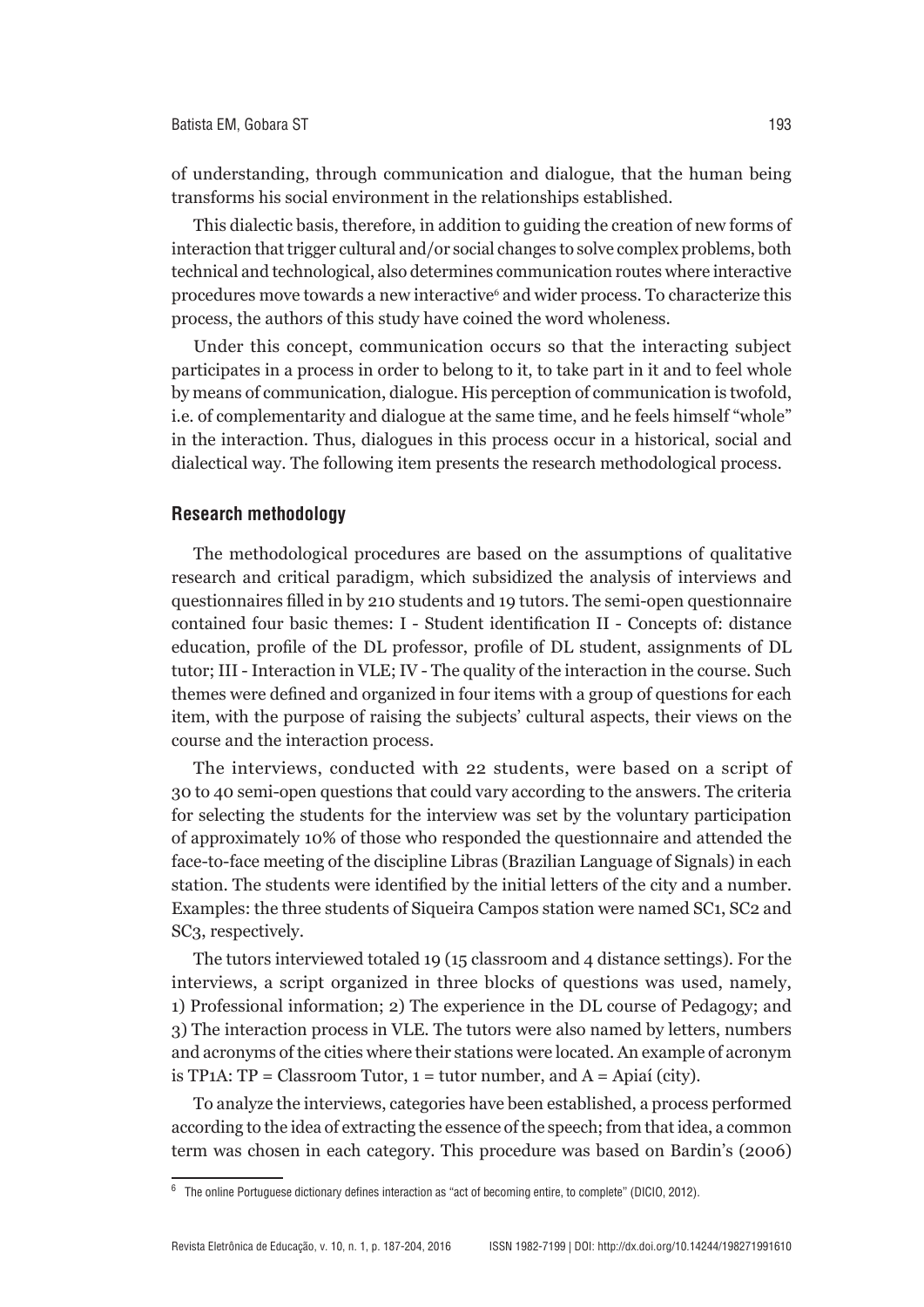of understanding, through communication and dialogue, that the human being transforms his social environment in the relationships established.

This dialectic basis, therefore, in addition to guiding the creation of new forms of interaction that trigger cultural and/or social changes to solve complex problems, both technical and technological, also determines communication routes where interactive procedures move towards a new interactive[6] and wider process. To characterize this process, the authors of this study have coined the word wholeness.

Under this concept, communication occurs so that the interacting subject participates in a process in order to belong to it, to take part in it and to feel whole by means of communication, dialogue. His perception of communication is twofold, i.e. of complementarity and dialogue at the same time, and he feels himself "whole" in the interaction. Thus, dialogues in this process occur in a historical, social and dialectical way. The following item presents the research methodological process.

## Research methodology

The methodological procedures are based on the assumptions of qualitative research and critical paradigm, which subsidized the analysis of interviews and questionnaires filled in by 210 students and 19 tutors. The semi-open questionnaire contained four basic themes: I - Student identification II - Concepts of: distance education, profile of the DL professor, profile of DL student, assignments of DL tutor; III - Interaction in VLE; IV - The quality of the interaction in the course. Such themes were defined and organized in four items with a group of questions for each item, with the purpose of raising the subjects' cultural aspects, their views on the course and the interaction process.

The interviews, conducted with 22 students, were based on a script of 30 to 40 semi-open questions that could vary according to the answers. The criteria for selecting the students for the interview was set by the voluntary participation of approximately 10% of those who responded the questionnaire and attended the face-to-face meeting of the discipline Libras (Brazilian Language of Signals) in each station. The students were identified by the initial letters of the city and a number. Examples: the three students of Siqueira Campos station were named SC1, SC2 and SC3, respectively.

The tutors interviewed totaled 19 (15 classroom and 4 distance settings). For the interviews, a script organized in three blocks of questions was used, namely, 1) Professional information; 2) The experience in the DL course of Pedagogy; and 3) The interaction process in VLE. The tutors were also named by letters, numbers and acronyms of the cities where their stations were located. An example of acronym is TP1A: TP = Classroom Tutor, 1 = tutor number, and A = Apiaí (city).

To analyze the interviews, categories have been established, a process performed according to the idea of extracting the essence of the speech; from that idea, a common term was chosen in each category. This procedure was based on Bardin's (2006)

---

[6] The online Portuguese dictionary defines interaction as "act of becoming entire, to complete" (DICIO, 2012).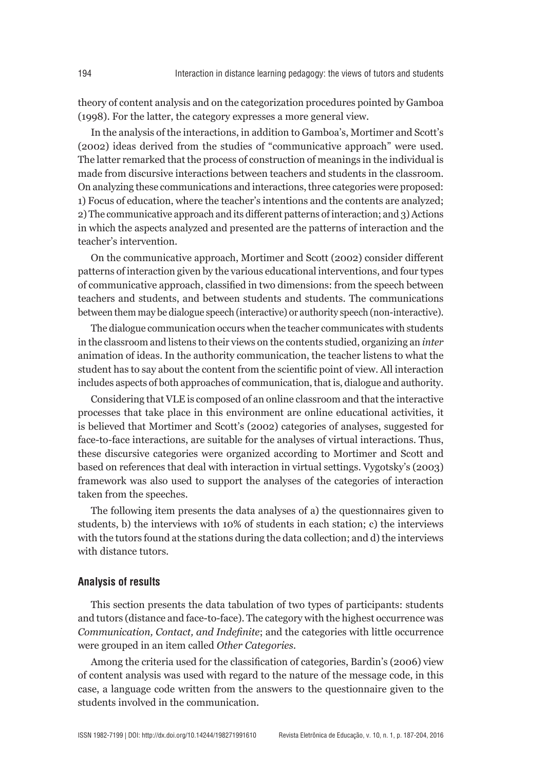theory of content analysis and on the categorization procedures pointed by Gamboa (1998). For the latter, the category expresses a more general view.

In the analysis of the interactions, in addition to Gamboa's, Mortimer and Scott's (2002) ideas derived from the studies of "communicative approach" were used. The latter remarked that the process of construction of meanings in the individual is made from discursive interactions between teachers and students in the classroom. On analyzing these communications and interactions, three categories were proposed: 1) Focus of education, where the teacher's intentions and the contents are analyzed; 2) The communicative approach and its different patterns of interaction; and 3) Actions in which the aspects analyzed and presented are the patterns of interaction and the teacher's intervention.

On the communicative approach, Mortimer and Scott (2002) consider different patterns of interaction given by the various educational interventions, and four types of communicative approach, classified in two dimensions: from the speech between teachers and students, and between students and students. The communications between them may be dialogue speech (interactive) or authority speech (non-interactive).

The dialogue communication occurs when the teacher communicates with students in the classroom and listens to their views on the contents studied, organizing an *inter* animation of ideas. In the authority communication, the teacher listens to what the student has to say about the content from the scientific point of view. All interaction includes aspects of both approaches of communication, that is, dialogue and authority.

Considering that VLE is composed of an online classroom and that the interactive processes that take place in this environment are online educational activities, it is believed that Mortimer and Scott's (2002) categories of analyses, suggested for face-to-face interactions, are suitable for the analyses of virtual interactions. Thus, these discursive categories were organized according to Mortimer and Scott and based on references that deal with interaction in virtual settings. Vygotsky's (2003) framework was also used to support the analyses of the categories of interaction taken from the speeches.

The following item presents the data analyses of a) the questionnaires given to students, b) the interviews with 10% of students in each station; c) the interviews with the tutors found at the stations during the data collection; and d) the interviews with distance tutors.

## Analysis of results

This section presents the data tabulation of two types of participants: students and tutors (distance and face-to-face). The category with the highest occurrence was *Communication, Contact, and Indefinite*; and the categories with little occurrence were grouped in an item called *Other Categories*.

Among the criteria used for the classification of categories, Bardin's (2006) view of content analysis was used with regard to the nature of the message code, in this case, a language code written from the answers to the questionnaire given to the students involved in the communication.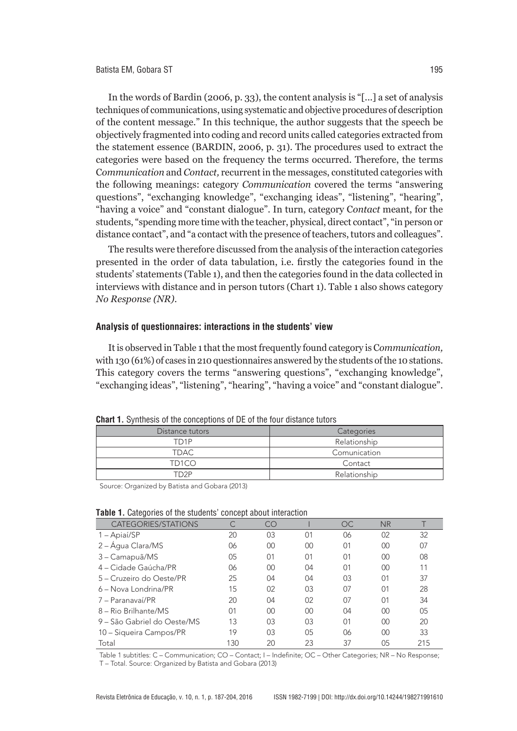In the words of Bardin (2006, p. 33), the content analysis is "[...] a set of analysis techniques of communications, using systematic and objective procedures of description of the content message." In this technique, the author suggests that the speech be objectively fragmented into coding and record units called categories extracted from the statement essence (BARDIN, 2006, p. 31). The procedures used to extract the categories were based on the frequency the terms occurred. Therefore, the terms *Communication* and *Contact,* recurrent in the messages, constituted categories with the following meanings: category *Communication* covered the terms "answering questions", "exchanging knowledge", "exchanging ideas", "listening", "hearing", "having a voice" and "constant dialogue". In turn, category *Contact* meant, for the students, "spending more time with the teacher, physical, direct contact", "in person or distance contact", and "a contact with the presence of teachers, tutors and colleagues".

The results were therefore discussed from the analysis of the interaction categories presented in the order of data tabulation, i.e. firstly the categories found in the students' statements (Table 1), and then the categories found in the data collected in interviews with distance and in person tutors (Chart 1). Table 1 also shows category *No Response (NR).*

### Analysis of questionnaires: interactions in the students' view

It is observed in Table 1 that the most frequently found category is *Communication,* with 130 (61%) of cases in 210 questionnaires answered by the students of the 10 stations. This category covers the terms "answering questions", "exchanging knowledge", "exchanging ideas", "listening", "hearing", "having a voice" and "constant dialogue".

**Chart 1.** Synthesis of the conceptions of DE of the four distance tutors

| Distance tutors | Categories |
|---|---|
| TD1P | Relationship |
| TDAC | Comunication |
| TD1CO | Contact |
| TD2P | Relationship |

Source: Organized by Batista and Gobara (2013)

**Table 1.** Categories of the students' concept about interaction

| CATEGORIES/STATIONS | C | CO | I | OC | NR | T |
|---|---|---|---|---|---|---|
| 1 – Apiaí/SP | 20 | 03 | 01 | 06 | 02 | 32 |
| 2 – Água Clara/MS | 06 | 00 | 00 | 01 | 00 | 07 |
| 3 – Camapuã/MS | 05 | 01 | 01 | 01 | 00 | 08 |
| 4 – Cidade Gaúcha/PR | 06 | 00 | 04 | 01 | 00 | 11 |
| 5 – Cruzeiro do Oeste/PR | 25 | 04 | 04 | 03 | 01 | 37 |
| 6 – Nova Londrina/PR | 15 | 02 | 03 | 07 | 01 | 28 |
| 7 – Paranavaí/PR | 20 | 04 | 02 | 07 | 01 | 34 |
| 8 – Rio Brilhante/MS | 01 | 00 | 00 | 04 | 00 | 05 |
| 9 – São Gabriel do Oeste/MS | 13 | 03 | 03 | 01 | 00 | 20 |
| 10 – Siqueira Campos/PR | 19 | 03 | 05 | 06 | 00 | 33 |
| Total | 130 | 20 | 23 | 37 | 05 | 215 |

Table 1 subtitles: C – Communication; CO – Contact; I – Indefinite; OC – Other Categories; NR – No Response; T – Total. Source: Organized by Batista and Gobara (2013)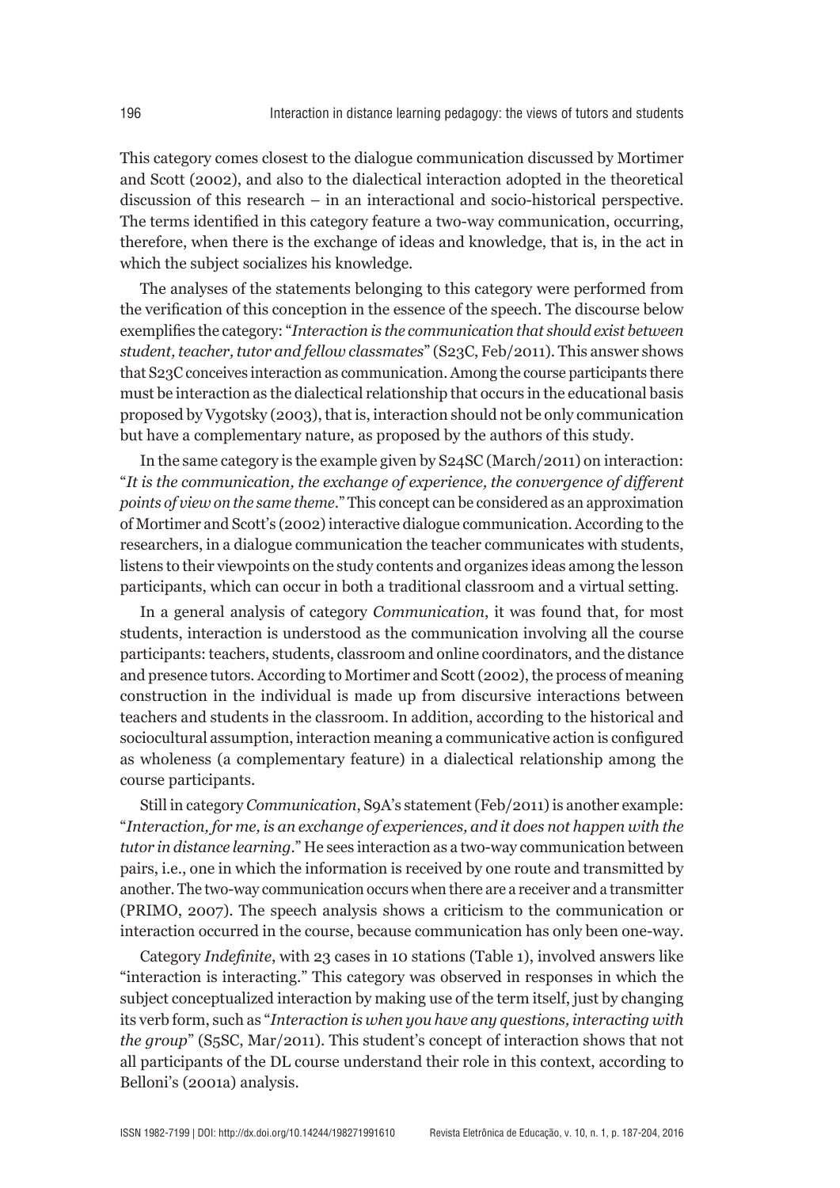This category comes closest to the dialogue communication discussed by Mortimer and Scott (2002), and also to the dialectical interaction adopted in the theoretical discussion of this research – in an interactional and socio-historical perspective. The terms identified in this category feature a two-way communication, occurring, therefore, when there is the exchange of ideas and knowledge, that is, in the act in which the subject socializes his knowledge.

The analyses of the statements belonging to this category were performed from the verification of this conception in the essence of the speech. The discourse below exemplifies the category: "*Interaction is the communication that should exist between student, teacher, tutor and fellow classmates*" (S23C, Feb/2011). This answer shows that S23C conceives interaction as communication. Among the course participants there must be interaction as the dialectical relationship that occurs in the educational basis proposed by Vygotsky (2003), that is, interaction should not be only communication but have a complementary nature, as proposed by the authors of this study.

In the same category is the example given by S24SC (March/2011) on interaction: "*It is the communication, the exchange of experience, the convergence of different points of view on the same theme.*" This concept can be considered as an approximation of Mortimer and Scott's (2002) interactive dialogue communication. According to the researchers, in a dialogue communication the teacher communicates with students, listens to their viewpoints on the study contents and organizes ideas among the lesson participants, which can occur in both a traditional classroom and a virtual setting.

In a general analysis of category *Communication*, it was found that, for most students, interaction is understood as the communication involving all the course participants: teachers, students, classroom and online coordinators, and the distance and presence tutors. According to Mortimer and Scott (2002), the process of meaning construction in the individual is made up from discursive interactions between teachers and students in the classroom. In addition, according to the historical and sociocultural assumption, interaction meaning a communicative action is configured as wholeness (a complementary feature) in a dialectical relationship among the course participants.

Still in category *Communication*, S9A's statement (Feb/2011) is another example: "*Interaction, for me, is an exchange of experiences, and it does not happen with the tutor in distance learning.*" He sees interaction as a two-way communication between pairs, i.e., one in which the information is received by one route and transmitted by another. The two-way communication occurs when there are a receiver and a transmitter (PRIMO, 2007). The speech analysis shows a criticism to the communication or interaction occurred in the course, because communication has only been one-way.

Category *Indefinite*, with 23 cases in 10 stations (Table 1), involved answers like "interaction is interacting." This category was observed in responses in which the subject conceptualized interaction by making use of the term itself, just by changing its verb form, such as "*Interaction is when you have any questions, interacting with the group*" (S5SC, Mar/2011). This student's concept of interaction shows that not all participants of the DL course understand their role in this context, according to Belloni's (2001a) analysis.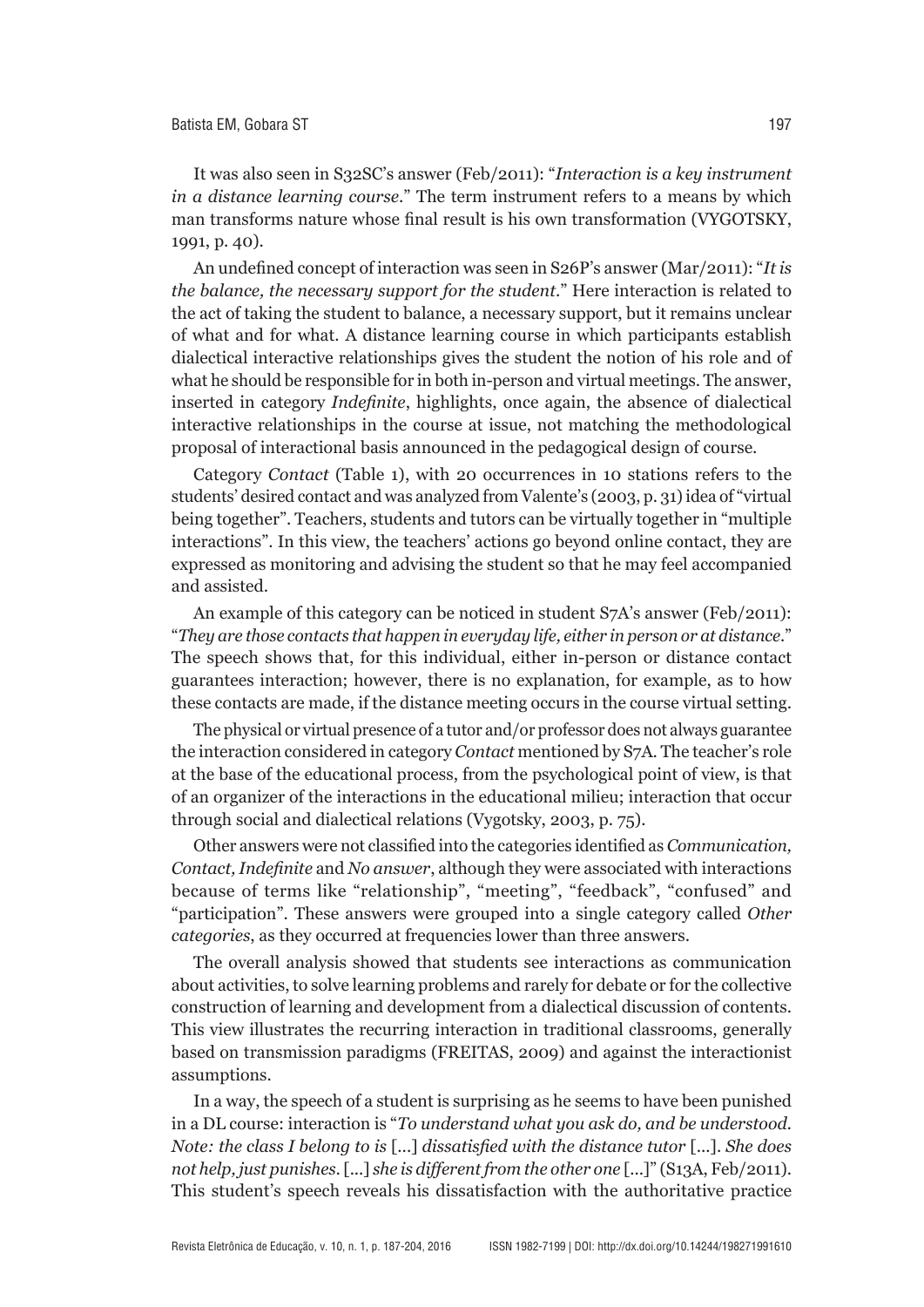It was also seen in S32SC's answer (Feb/2011): "*Interaction is a key instrument in a distance learning course*." The term instrument refers to a means by which man transforms nature whose final result is his own transformation (VYGOTSKY, 1991, p. 40).

An undefined concept of interaction was seen in S26P's answer (Mar/2011): "*It is the balance, the necessary support for the student*." Here interaction is related to the act of taking the student to balance, a necessary support, but it remains unclear of what and for what. A distance learning course in which participants establish dialectical interactive relationships gives the student the notion of his role and of what he should be responsible for in both in-person and virtual meetings. The answer, inserted in category *Indefinite*, highlights, once again, the absence of dialectical interactive relationships in the course at issue, not matching the methodological proposal of interactional basis announced in the pedagogical design of course.

Category *Contact* (Table 1), with 20 occurrences in 10 stations refers to the students' desired contact and was analyzed from Valente's (2003, p. 31) idea of "virtual being together". Teachers, students and tutors can be virtually together in "multiple interactions". In this view, the teachers' actions go beyond online contact, they are expressed as monitoring and advising the student so that he may feel accompanied and assisted.

An example of this category can be noticed in student S7A's answer (Feb/2011): "*They are those contacts that happen in everyday life, either in person or at distance*." The speech shows that, for this individual, either in-person or distance contact guarantees interaction; however, there is no explanation, for example, as to how these contacts are made, if the distance meeting occurs in the course virtual setting.

The physical or virtual presence of a tutor and/or professor does not always guarantee the interaction considered in category *Contact* mentioned by S7A. The teacher's role at the base of the educational process, from the psychological point of view, is that of an organizer of the interactions in the educational milieu; interaction that occur through social and dialectical relations (Vygotsky, 2003, p. 75).

Other answers were not classified into the categories identified as *Communication, Contact, Indefinite* and *No answer*, although they were associated with interactions because of terms like "relationship", "meeting", "feedback", "confused" and "participation". These answers were grouped into a single category called *Other categories*, as they occurred at frequencies lower than three answers.

The overall analysis showed that students see interactions as communication about activities, to solve learning problems and rarely for debate or for the collective construction of learning and development from a dialectical discussion of contents. This view illustrates the recurring interaction in traditional classrooms, generally based on transmission paradigms (FREITAS, 2009) and against the interactionist assumptions.

In a way, the speech of a student is surprising as he seems to have been punished in a DL course: interaction is "*To understand what you ask do, and be understood. Note: the class I belong to is* [...] *dissatisfied with the distance tutor* [...]. *She does not help, just punishes*. [...] *she is different from the other one* [...]" (S13A, Feb/2011). This student's speech reveals his dissatisfaction with the authoritative practice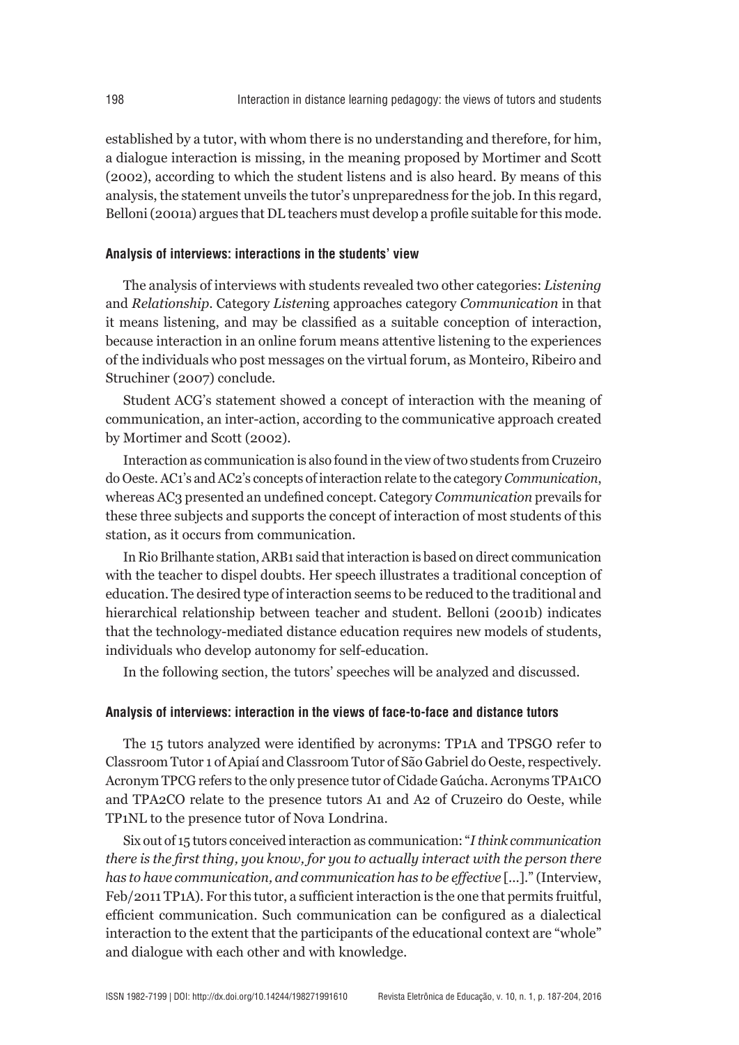established by a tutor, with whom there is no understanding and therefore, for him, a dialogue interaction is missing, in the meaning proposed by Mortimer and Scott (2002), according to which the student listens and is also heard. By means of this analysis, the statement unveils the tutor's unpreparedness for the job. In this regard, Belloni (2001a) argues that DL teachers must develop a profile suitable for this mode.

### Analysis of interviews: interactions in the students' view

The analysis of interviews with students revealed two other categories: *Listening* and *Relationship*. Category *Listen*ing approaches category *Communication* in that it means listening, and may be classified as a suitable conception of interaction, because interaction in an online forum means attentive listening to the experiences of the individuals who post messages on the virtual forum, as Monteiro, Ribeiro and Struchiner (2007) conclude.

Student ACG's statement showed a concept of interaction with the meaning of communication, an inter-action, according to the communicative approach created by Mortimer and Scott (2002).

Interaction as communication is also found in the view of two students from Cruzeiro do Oeste. AC1's and AC2's concepts of interaction relate to the category *Communication*, whereas AC3 presented an undefined concept. Category *Communication* prevails for these three subjects and supports the concept of interaction of most students of this station, as it occurs from communication.

In Rio Brilhante station, ARB1 said that interaction is based on direct communication with the teacher to dispel doubts. Her speech illustrates a traditional conception of education. The desired type of interaction seems to be reduced to the traditional and hierarchical relationship between teacher and student. Belloni (2001b) indicates that the technology-mediated distance education requires new models of students, individuals who develop autonomy for self-education.

In the following section, the tutors' speeches will be analyzed and discussed.

### Analysis of interviews: interaction in the views of face-to-face and distance tutors

The 15 tutors analyzed were identified by acronyms: TP1A and TPSGO refer to Classroom Tutor 1 of Apiaí and Classroom Tutor of São Gabriel do Oeste, respectively. Acronym TPCG refers to the only presence tutor of Cidade Gaúcha. Acronyms TPA1CO and TPA2CO relate to the presence tutors A1 and A2 of Cruzeiro do Oeste, while TP1NL to the presence tutor of Nova Londrina.

Six out of 15 tutors conceived interaction as communication: "*I think communication there is the first thing, you know, for you to actually interact with the person there has to have communication, and communication has to be effective* [...]." (Interview, Feb/2011 TP1A). For this tutor, a sufficient interaction is the one that permits fruitful, efficient communication. Such communication can be configured as a dialectical interaction to the extent that the participants of the educational context are "whole" and dialogue with each other and with knowledge.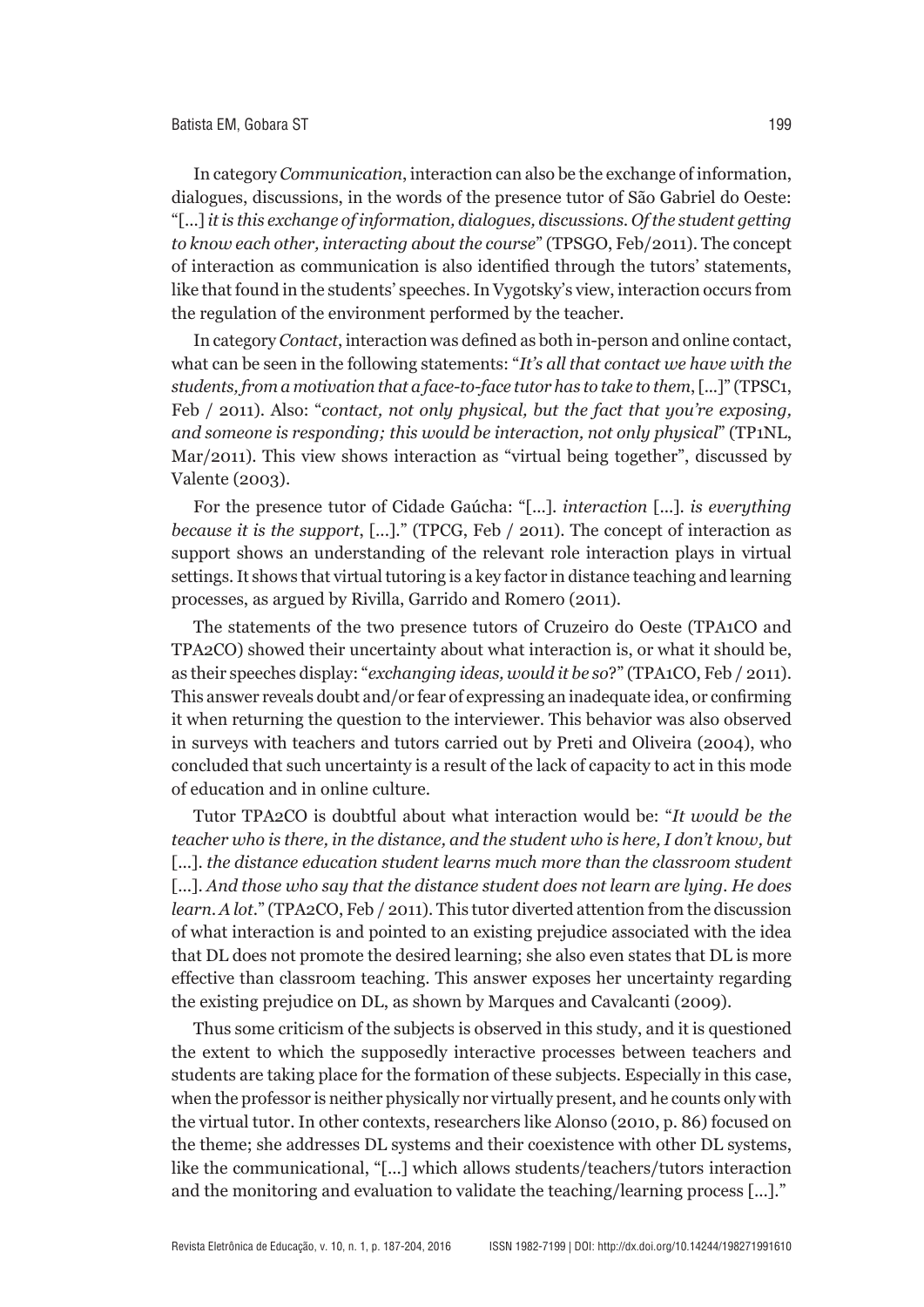In category *Communication*, interaction can also be the exchange of information, dialogues, discussions, in the words of the presence tutor of São Gabriel do Oeste: "[...] *it is this exchange of information, dialogues, discussions. Of the student getting to know each other, interacting about the course*" (TPSGO, Feb/2011). The concept of interaction as communication is also identified through the tutors' statements, like that found in the students' speeches. In Vygotsky's view, interaction occurs from the regulation of the environment performed by the teacher.

In category *Contact*, interaction was defined as both in-person and online contact, what can be seen in the following statements: "*It's all that contact we have with the students, from a motivation that a face-to-face tutor has to take to them*, [...]" (TPSC1, Feb / 2011). Also: "*contact, not only physical, but the fact that you're exposing, and someone is responding; this would be interaction, not only physical*" (TP1NL, Mar/2011). This view shows interaction as "virtual being together", discussed by Valente (2003).

For the presence tutor of Cidade Gaúcha: "[...]. *interaction* [...]. *is everything because it is the support*, [...]." (TPCG, Feb / 2011). The concept of interaction as support shows an understanding of the relevant role interaction plays in virtual settings. It shows that virtual tutoring is a key factor in distance teaching and learning processes, as argued by Rivilla, Garrido and Romero (2011).

The statements of the two presence tutors of Cruzeiro do Oeste (TPA1CO and TPA2CO) showed their uncertainty about what interaction is, or what it should be, as their speeches display: "*exchanging ideas, would it be so*?" (TPA1CO, Feb / 2011). This answer reveals doubt and/or fear of expressing an inadequate idea, or confirming it when returning the question to the interviewer. This behavior was also observed in surveys with teachers and tutors carried out by Preti and Oliveira (2004), who concluded that such uncertainty is a result of the lack of capacity to act in this mode of education and in online culture.

Tutor TPA2CO is doubtful about what interaction would be: "*It would be the teacher who is there, in the distance, and the student who is here, I don't know, but* [...]. *the distance education student learns much more than the classroom student* [...]. *And those who say that the distance student does not learn are lying. He does learn. A lot.*" (TPA2CO, Feb / 2011). This tutor diverted attention from the discussion of what interaction is and pointed to an existing prejudice associated with the idea that DL does not promote the desired learning; she also even states that DL is more effective than classroom teaching. This answer exposes her uncertainty regarding the existing prejudice on DL, as shown by Marques and Cavalcanti (2009).

Thus some criticism of the subjects is observed in this study, and it is questioned the extent to which the supposedly interactive processes between teachers and students are taking place for the formation of these subjects. Especially in this case, when the professor is neither physically nor virtually present, and he counts only with the virtual tutor. In other contexts, researchers like Alonso (2010, p. 86) focused on the theme; she addresses DL systems and their coexistence with other DL systems, like the communicational, "[...] which allows students/teachers/tutors interaction and the monitoring and evaluation to validate the teaching/learning process [...]."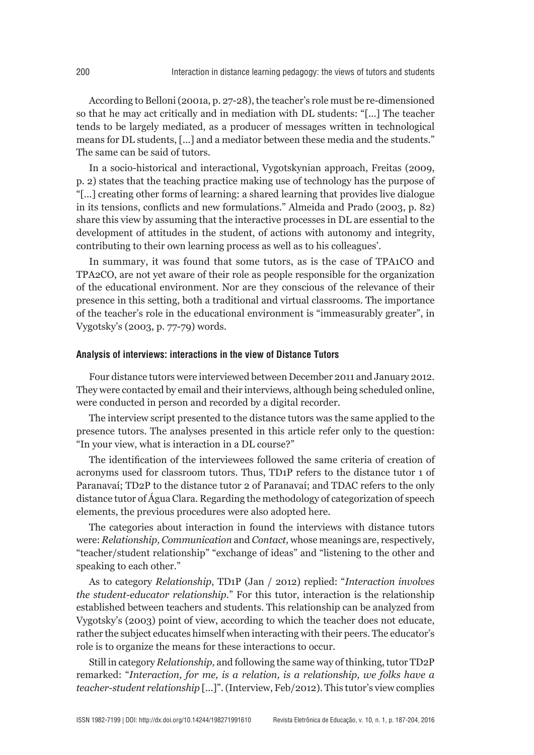According to Belloni (2001a, p. 27-28), the teacher's role must be re-dimensioned so that he may act critically and in mediation with DL students: "[...] The teacher tends to be largely mediated, as a producer of messages written in technological means for DL students, [...] and a mediator between these media and the students." The same can be said of tutors.

In a socio-historical and interactional, Vygotskynian approach, Freitas (2009, p. 2) states that the teaching practice making use of technology has the purpose of "[...] creating other forms of learning: a shared learning that provides live dialogue in its tensions, conflicts and new formulations." Almeida and Prado (2003, p. 82) share this view by assuming that the interactive processes in DL are essential to the development of attitudes in the student, of actions with autonomy and integrity, contributing to their own learning process as well as to his colleagues'.

In summary, it was found that some tutors, as is the case of TPA1CO and TPA2CO, are not yet aware of their role as people responsible for the organization of the educational environment. Nor are they conscious of the relevance of their presence in this setting, both a traditional and virtual classrooms. The importance of the teacher's role in the educational environment is "immeasurably greater", in Vygotsky's (2003, p. 77-79) words.

### Analysis of interviews: interactions in the view of Distance Tutors

Four distance tutors were interviewed between December 2011 and January 2012. They were contacted by email and their interviews, although being scheduled online, were conducted in person and recorded by a digital recorder.

The interview script presented to the distance tutors was the same applied to the presence tutors. The analyses presented in this article refer only to the question: "In your view, what is interaction in a DL course?"

The identification of the interviewees followed the same criteria of creation of acronyms used for classroom tutors. Thus, TD1P refers to the distance tutor 1 of Paranavaí; TD2P to the distance tutor 2 of Paranavaí; and TDAC refers to the only distance tutor of Água Clara. Regarding the methodology of categorization of speech elements, the previous procedures were also adopted here.

The categories about interaction in found the interviews with distance tutors were: *Relationship, Communication* and *Contact,* whose meanings are, respectively, "teacher/student relationship" "exchange of ideas" and "listening to the other and speaking to each other."

As to category *Relationship*, TD1P (Jan / 2012) replied: "*Interaction involves the student-educator relationship.*" For this tutor, interaction is the relationship established between teachers and students. This relationship can be analyzed from Vygotsky's (2003) point of view, according to which the teacher does not educate, rather the subject educates himself when interacting with their peers. The educator's role is to organize the means for these interactions to occur.

Still in category *Relationship,* and following the same way of thinking, tutor TD2P remarked: "*Interaction, for me, is a relation, is a relationship, we folks have a teacher-student relationship* [...]". (Interview, Feb/2012). This tutor's view complies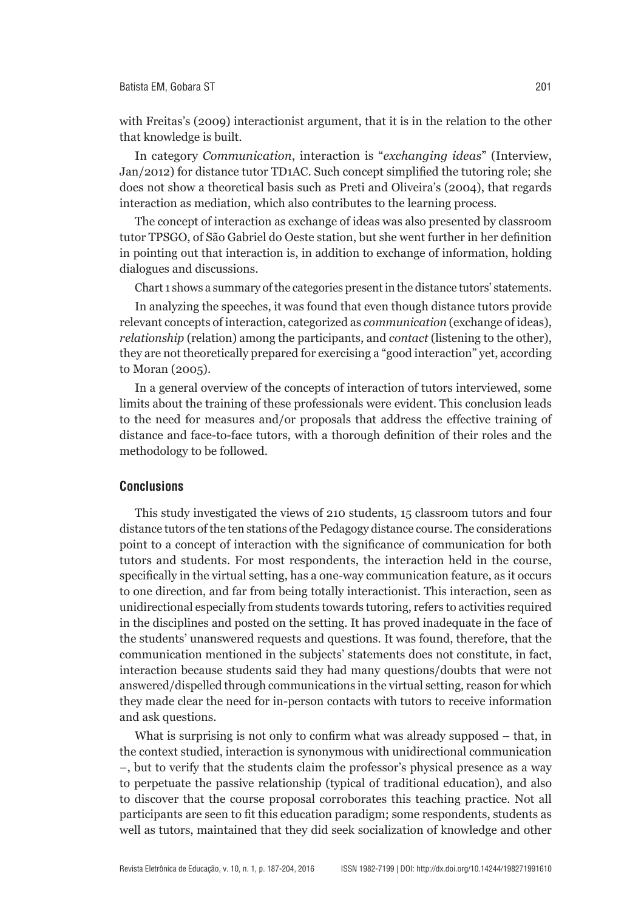with Freitas's (2009) interactionist argument, that it is in the relation to the other that knowledge is built.

In category *Communication*, interaction is "*exchanging ideas*" (Interview, Jan/2012) for distance tutor TD1AC. Such concept simplified the tutoring role; she does not show a theoretical basis such as Preti and Oliveira's (2004), that regards interaction as mediation, which also contributes to the learning process.

The concept of interaction as exchange of ideas was also presented by classroom tutor TPSGO, of São Gabriel do Oeste station, but she went further in her definition in pointing out that interaction is, in addition to exchange of information, holding dialogues and discussions.

Chart 1 shows a summary of the categories present in the distance tutors' statements.

In analyzing the speeches, it was found that even though distance tutors provide relevant concepts of interaction, categorized as *communication* (exchange of ideas), *relationship* (relation) among the participants, and *contact* (listening to the other), they are not theoretically prepared for exercising a "good interaction" yet, according to Moran (2005).

In a general overview of the concepts of interaction of tutors interviewed, some limits about the training of these professionals were evident. This conclusion leads to the need for measures and/or proposals that address the effective training of distance and face-to-face tutors, with a thorough definition of their roles and the methodology to be followed.

## Conclusions

This study investigated the views of 210 students, 15 classroom tutors and four distance tutors of the ten stations of the Pedagogy distance course. The considerations point to a concept of interaction with the significance of communication for both tutors and students. For most respondents, the interaction held in the course, specifically in the virtual setting, has a one-way communication feature, as it occurs to one direction, and far from being totally interactionist. This interaction, seen as unidirectional especially from students towards tutoring, refers to activities required in the disciplines and posted on the setting. It has proved inadequate in the face of the students' unanswered requests and questions. It was found, therefore, that the communication mentioned in the subjects' statements does not constitute, in fact, interaction because students said they had many questions/doubts that were not answered/dispelled through communications in the virtual setting, reason for which they made clear the need for in-person contacts with tutors to receive information and ask questions.

What is surprising is not only to confirm what was already supposed – that, in the context studied, interaction is synonymous with unidirectional communication –, but to verify that the students claim the professor's physical presence as a way to perpetuate the passive relationship (typical of traditional education), and also to discover that the course proposal corroborates this teaching practice. Not all participants are seen to fit this education paradigm; some respondents, students as well as tutors, maintained that they did seek socialization of knowledge and other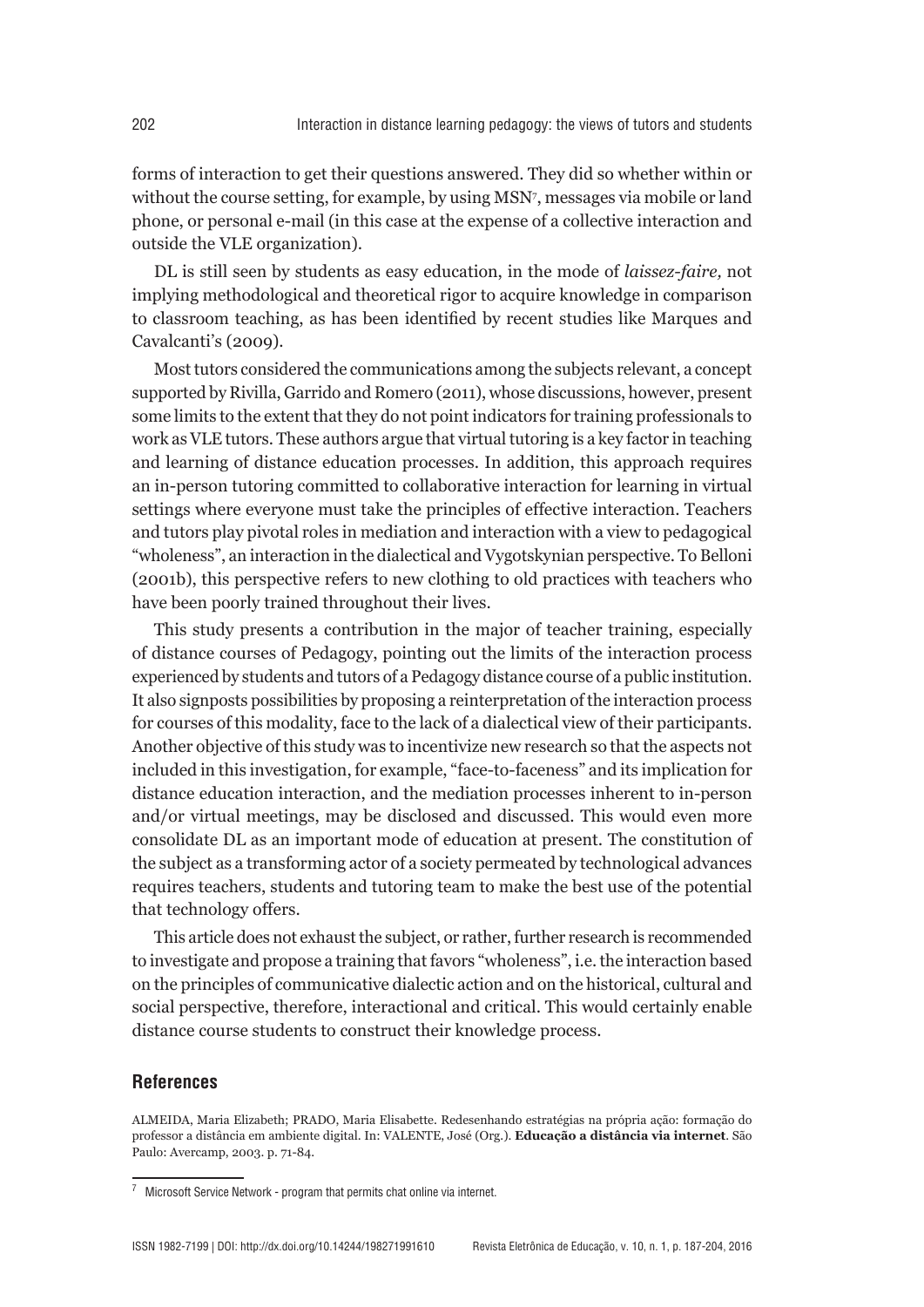forms of interaction to get their questions answered. They did so whether within or without the course setting, for example, by using MSN[7], messages via mobile or land phone, or personal e-mail (in this case at the expense of a collective interaction and outside the VLE organization).

DL is still seen by students as easy education, in the mode of *laissez-faire,* not implying methodological and theoretical rigor to acquire knowledge in comparison to classroom teaching, as has been identified by recent studies like Marques and Cavalcanti's (2009).

Most tutors considered the communications among the subjects relevant, a concept supported by Rivilla, Garrido and Romero (2011), whose discussions, however, present some limits to the extent that they do not point indicators for training professionals to work as VLE tutors. These authors argue that virtual tutoring is a key factor in teaching and learning of distance education processes. In addition, this approach requires an in-person tutoring committed to collaborative interaction for learning in virtual settings where everyone must take the principles of effective interaction. Teachers and tutors play pivotal roles in mediation and interaction with a view to pedagogical "wholeness", an interaction in the dialectical and Vygotskynian perspective. To Belloni (2001b), this perspective refers to new clothing to old practices with teachers who have been poorly trained throughout their lives.

This study presents a contribution in the major of teacher training, especially of distance courses of Pedagogy, pointing out the limits of the interaction process experienced by students and tutors of a Pedagogy distance course of a public institution. It also signposts possibilities by proposing a reinterpretation of the interaction process for courses of this modality, face to the lack of a dialectical view of their participants. Another objective of this study was to incentivize new research so that the aspects not included in this investigation, for example, "face-to-faceness" and its implication for distance education interaction, and the mediation processes inherent to in-person and/or virtual meetings, may be disclosed and discussed. This would even more consolidate DL as an important mode of education at present. The constitution of the subject as a transforming actor of a society permeated by technological advances requires teachers, students and tutoring team to make the best use of the potential that technology offers.

This article does not exhaust the subject, or rather, further research is recommended to investigate and propose a training that favors "wholeness", i.e. the interaction based on the principles of communicative dialectic action and on the historical, cultural and social perspective, therefore, interactional and critical. This would certainly enable distance course students to construct their knowledge process.

## References

ALMEIDA, Maria Elizabeth; PRADO, Maria Elisabette. Redesenhando estratégias na própria ação: formação do professor a distância em ambiente digital. In: VALENTE, José (Org.). **Educação a distância via internet**. São Paulo: Avercamp, 2003. p. 71-84.

[7] Microsoft Service Network - program that permits chat online via internet.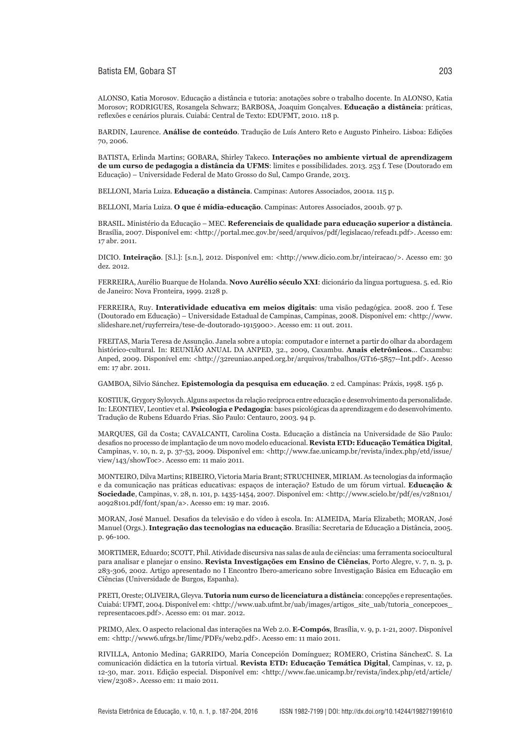ALONSO, Katia Morosov. Educação a distância e tutoria: anotações sobre o trabalho docente. In ALONSO, Katia Morosov; RODRIGUES, Rosangela Schwarz; BARBOSA, Joaquim Gonçalves. **Educação a distância**: práticas, reflexões e cenários plurais. Cuiabá: Central de Texto: EDUFMT, 2010. 118 p.

BARDIN, Laurence. **Análise de conteúdo**. Tradução de Luís Antero Reto e Augusto Pinheiro. Lisboa: Edições 70, 2006.

BATISTA, Erlinda Martins; GOBARA, Shirley Takeco. **Interações no ambiente virtual de aprendizagem de um curso de pedagogia a distância da UFMS**: limites e possibilidades. 2013. 253 f. Tese (Doutorado em Educação) – Universidade Federal de Mato Grosso do Sul, Campo Grande, 2013.

BELLONI, Maria Luiza. **Educação a distância**. Campinas: Autores Associados, 2001a. 115 p.

BELLONI, Maria Luiza. **O que é mídia-educação**. Campinas: Autores Associados, 2001b. 97 p.

BRASIL. Ministério da Educação – MEC. **Referenciais de qualidade para educação superior a distância**. Brasília, 2007. Disponível em: <http://portal.mec.gov.br/seed/arquivos/pdf/legislacao/refead1.pdf>. Acesso em: 17 abr. 2011.

DICIO. **Inteiração**. [S.l.]: [s.n.], 2012. Disponível em: <http://www.dicio.com.br/inteiracao/>. Acesso em: 30 dez. 2012.

FERREIRA, Aurélio Buarque de Holanda. **Novo Aurélio século XXI**: dicionário da língua portuguesa. 5. ed. Rio de Janeiro: Nova Fronteira, 1999. 2128 p.

FERREIRA, Ruy. **Interatividade educativa em meios digitais**: uma visão pedagógica. 2008. 200 f. Tese (Doutorado em Educação) – Universidade Estadual de Campinas, Campinas, 2008. Disponível em: <http://www.slideshare.net/ruyferreira/tese-de-doutorado-1915900>. Acesso em: 11 out. 2011.

FREITAS, Maria Teresa de Assunção. Janela sobre a utopia: computador e internet a partir do olhar da abordagem histórico-cultural. In: REUNIÃO ANUAL DA ANPED, 32., 2009, Caxambu. **Anais eletrônicos**... Caxambu: Anped, 2009. Disponível em: <http://32reuniao.anped.org.br/arquivos/trabalhos/GT16-5857--Int.pdf>. Acesso em: 17 abr. 2011.

GAMBOA, Silvio Sánchez. **Epistemologia da pesquisa em educação**. 2 ed. Campinas: Práxis, 1998. 156 p.

KOSTIUK, Grygory Sylovych. Alguns aspectos da relação recíproca entre educação e desenvolvimento da personalidade. In: LEONTIEV, Leontiev et al. **Psicologia e Pedagogia**: bases psicológicas da aprendizagem e do desenvolvimento. Tradução de Rubens Eduardo Frias. São Paulo: Centauro, 2003. 94 p.

MARQUES, Gil da Costa; CAVALCANTI, Carolina Costa. Educação a distância na Universidade de São Paulo: desafios no processo de implantação de um novo modelo educacional. **Revista ETD: Educação Temática Digital**, Campinas, v. 10, n. 2, p. 37-53, 2009. Disponível em: <http://www.fae.unicamp.br/revista/index.php/etd/issue/view/143/showToc>. Acesso em: 11 maio 2011.

MONTEIRO, Dilva Martins; RIBEIRO, Victoria Maria Brant; STRUCHINER, MIRIAM. As tecnologias da informação e da comunicação nas práticas educativas: espaços de interação? Estudo de um fórum virtual. **Educação & Sociedade**, Campinas, v. 28, n. 101, p. 1435-1454, 2007. Disponível em: <http://www.scielo.br/pdf/es/v28n101/a0928101.pdf/font/span/a>. Acesso em: 19 mar. 2016.

MORAN, José Manuel. Desafios da televisão e do vídeo à escola. In: ALMEIDA, Maria Elizabeth; MORAN, José Manuel (Orgs.). **Integração das tecnologias na educação**. Brasília: Secretaria de Educação a Distância, 2005. p. 96-100.

MORTIMER, Eduardo; SCOTT, Phil. Atividade discursiva nas salas de aula de ciências: uma ferramenta sociocultural para analisar e planejar o ensino. **Revista Investigações em Ensino de Ciências**, Porto Alegre, v. 7, n. 3, p. 283-306, 2002. Artigo apresentado no I Encontro Ibero-americano sobre Investigação Básica em Educação em Ciências (Universidade de Burgos, Espanha).

PRETI, Oreste; OLIVEIRA, Gleyva. **Tutoria num curso de licenciatura a distância**: concepções e representações. Cuiabá: UFMT, 2004. Disponível em: <http://www.uab.ufmt.br/uab/images/artigos_site_uab/tutoria_concepcoes_representacoes.pdf>. Acesso em: 01 mar. 2012.

PRIMO, Alex. O aspecto relacional das interações na Web 2.0. **E-Compós**, Brasília, v. 9, p. 1-21, 2007. Disponível em: <http://www6.ufrgs.br/limc/PDFs/web2.pdf>. Acesso em: 11 maio 2011.

RIVILLA, Antonio Medina; GARRIDO, Maria Concepción Domínguez; ROMERO, Cristina SánchezC. S. La comunicación didáctica en la tutoría virtual. **Revista ETD: Educação Temática Digital**, Campinas, v. 12, p. 12-30, mar. 2011. Edição especial. Disponível em: <http://www.fae.unicamp.br/revista/index.php/etd/article/view/2308>. Acesso em: 11 maio 2011.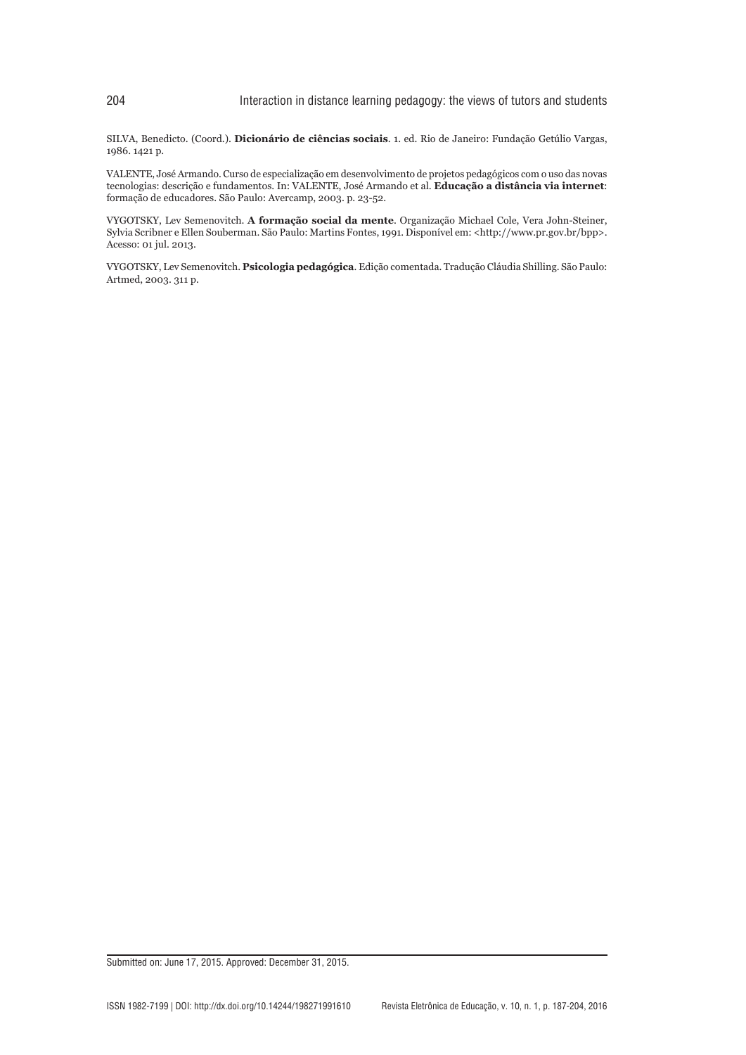SILVA, Benedicto. (Coord.). **Dicionário de ciências sociais**. 1. ed. Rio de Janeiro: Fundação Getúlio Vargas, 1986. 1421 p.

VALENTE, José Armando. Curso de especialização em desenvolvimento de projetos pedagógicos com o uso das novas tecnologias: descrição e fundamentos. In: VALENTE, José Armando et al. **Educação a distância via internet**: formação de educadores. São Paulo: Avercamp, 2003. p. 23-52.

VYGOTSKY, Lev Semenovitch. **A formação social da mente**. Organização Michael Cole, Vera John-Steiner, Sylvia Scribner e Ellen Souberman. São Paulo: Martins Fontes, 1991. Disponível em: <http://www.pr.gov.br/bpp>. Acesso: 01 jul. 2013.

VYGOTSKY, Lev Semenovitch. **Psicologia pedagógica**. Edição comentada. Tradução Cláudia Shilling. São Paulo: Artmed, 2003. 311 p.

Submitted on: June 17, 2015. Approved: December 31, 2015.